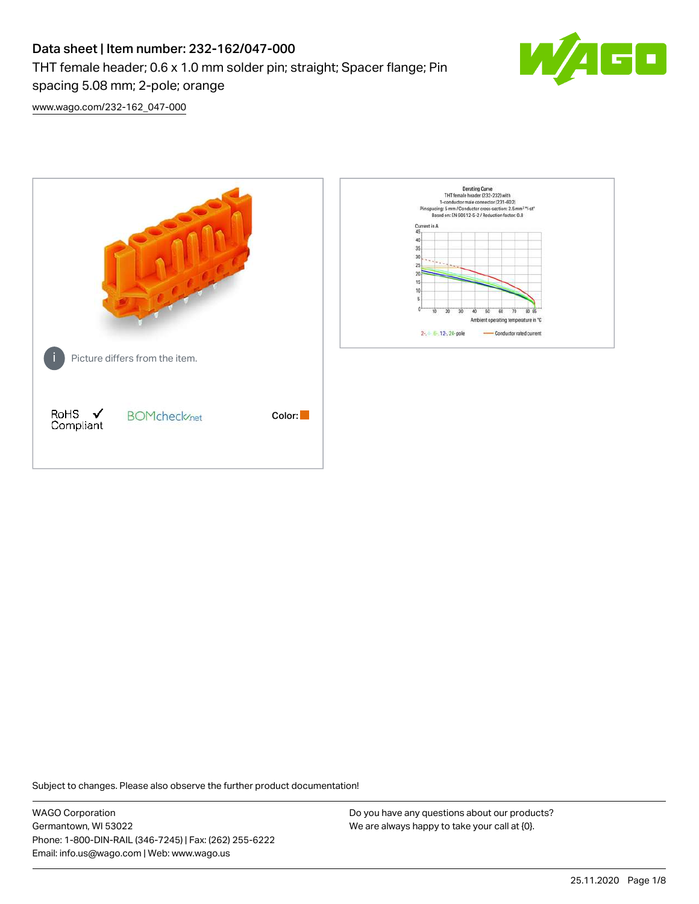# Data sheet | Item number: 232-162/047-000

THT female header; 0.6 x 1.0 mm solder pin; straight; Spacer flange; Pin spacing 5.08 mm; 2-pole; orange

www.wago.com/232-162_047-000

Picture differs from the item.

RoHS Compliant

BOMcheck.net

Color:

Subject to changes. Please also observe the further product documentation!

WAGO Corporation
Germantown, WI 53022
Phone: 1-800-DIN-RAIL (346-7245) | Fax: (262) 255-6222
Email: info.us@wago.com | Web: www.wago.us

Do you have any questions about our products?
We are always happy to take your call at {0}.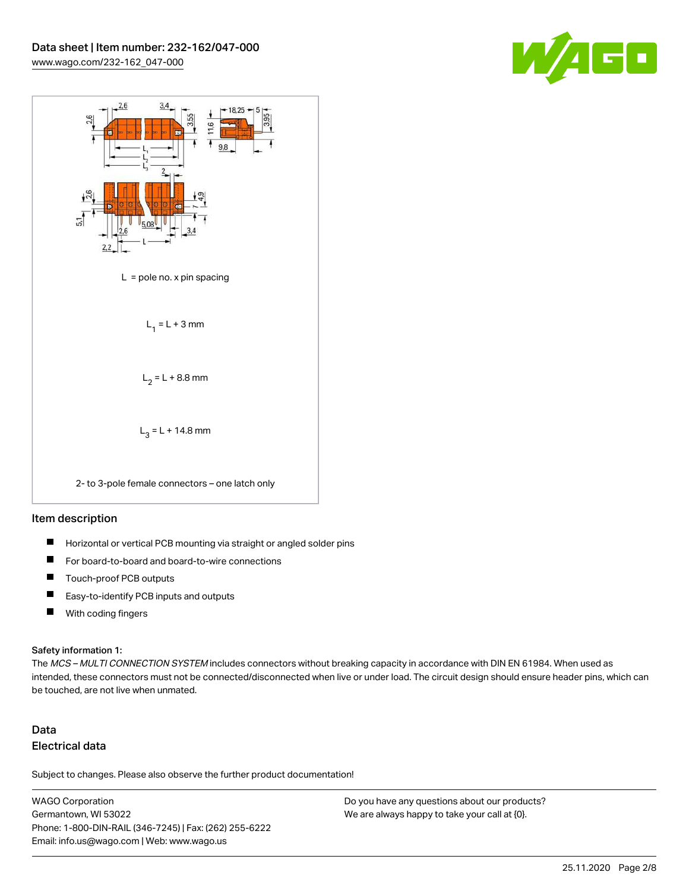L = pole no. x pin spacing

$L_1$ = L + 3 mm

$L_2$ = L + 8.8 mm

$L_3$ = L + 14.8 mm

2- to 3-pole female connectors – one latch only

## Item description

- Horizontal or vertical PCB mounting via straight or angled solder pins
- For board-to-board and board-to-wire connections
- Touch-proof PCB outputs
- Easy-to-identify PCB inputs and outputs
- With coding fingers

Safety information 1:

The *MCS – MULTI CONNECTION SYSTEM* includes connectors without breaking capacity in accordance with DIN EN 61984. When used as intended, these connectors must not be connected/disconnected when live or under load. The circuit design should ensure header pins, which can be touched, are not live when unmated.

## Data

### Electrical data

Subject to changes. Please also observe the further product documentation!

WAGO Corporation
Germantown, WI 53022
Phone: 1-800-DIN-RAIL (346-7245) | Fax: (262) 255-6222
Email: info.us@wago.com | Web: www.wago.us

Do you have any questions about our products?
We are always happy to take your call at {0}.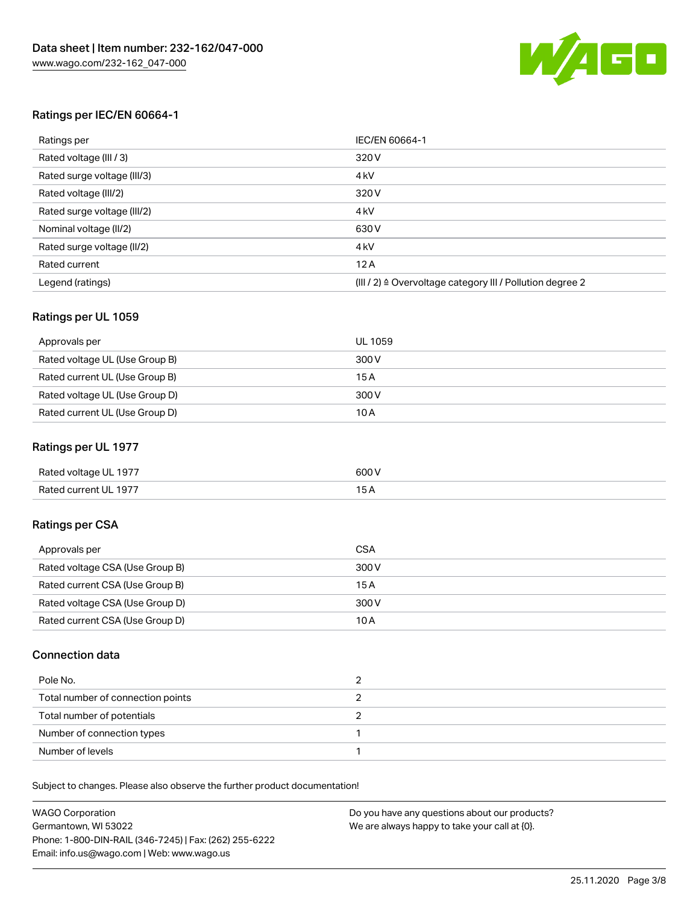## Ratings per IEC/EN 60664-1

| Ratings per | IEC/EN 60664-1 |
| --- | --- |
| Rated voltage (III / 3) | 320 V |
| Rated surge voltage (III/3) | 4 kV |
| Rated voltage (III/2) | 320 V |
| Rated surge voltage (III/2) | 4 kV |
| Nominal voltage (II/2) | 630 V |
| Rated surge voltage (II/2) | 4 kV |
| Rated current | 12 A |
| Legend (ratings) | (III / 2) ≙ Overvoltage category III / Pollution degree 2 |

## Ratings per UL 1059

| Approvals per | UL 1059 |
| --- | --- |
| Rated voltage UL (Use Group B) | 300 V |
| Rated current UL (Use Group B) | 15 A |
| Rated voltage UL (Use Group D) | 300 V |
| Rated current UL (Use Group D) | 10 A |

## Ratings per UL 1977

| Rated voltage UL 1977 | 600 V |
| --- | --- |
| Rated current UL 1977 | 15 A |

## Ratings per CSA

| Approvals per | CSA |
| --- | --- |
| Rated voltage CSA (Use Group B) | 300 V |
| Rated current CSA (Use Group B) | 15 A |
| Rated voltage CSA (Use Group D) | 300 V |
| Rated current CSA (Use Group D) | 10 A |

## Connection data

| Pole No. | 2 |
| --- | --- |
| Total number of connection points | 2 |
| Total number of potentials | 2 |
| Number of connection types | 1 |
| Number of levels | 1 |

Subject to changes. Please also observe the further product documentation!

WAGO Corporation
Germantown, WI 53022
Phone: 1-800-DIN-RAIL (346-7245) | Fax: (262) 255-6222
Email: info.us@wago.com | Web: www.wago.us

Do you have any questions about our products?
We are always happy to take your call at {0}.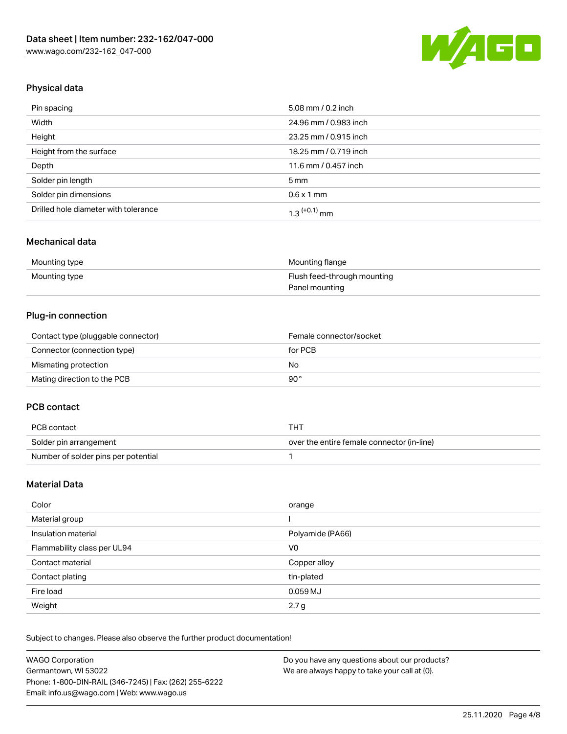## Physical data

| | |
|---|---|
| Pin spacing | 5.08 mm / 0.2 inch |
| Width | 24.96 mm / 0.983 inch |
| Height | 23.25 mm / 0.915 inch |
| Height from the surface | 18.25 mm / 0.719 inch |
| Depth | 11.6 mm / 0.457 inch |
| Solder pin length | 5 mm |
| Solder pin dimensions | 0.6 x 1 mm |
| Drilled hole diameter with tolerance | $1.3^{(+0.1)}$ mm |

## Mechanical data

| | |
|---|---|
| Mounting type | Mounting flange |
| Mounting type | Flush feed-through mounting<br>Panel mounting |

## Plug-in connection

| | |
|---|---|
| Contact type (pluggable connector) | Female connector/socket |
| Connector (connection type) | for PCB |
| Mismating protection | No |
| Mating direction to the PCB | 90 ° |

## PCB contact

| | |
|---|---|
| PCB contact | THT |
| Solder pin arrangement | over the entire female connector (in-line) |
| Number of solder pins per potential | 1 |

## Material Data

| | |
|---|---|
| Color | orange |
| Material group | I |
| Insulation material | Polyamide (PA66) |
| Flammability class per UL94 | V0 |
| Contact material | Copper alloy |
| Contact plating | tin-plated |
| Fire load | 0.059 MJ |
| Weight | 2.7 g |

Subject to changes. Please also observe the further product documentation!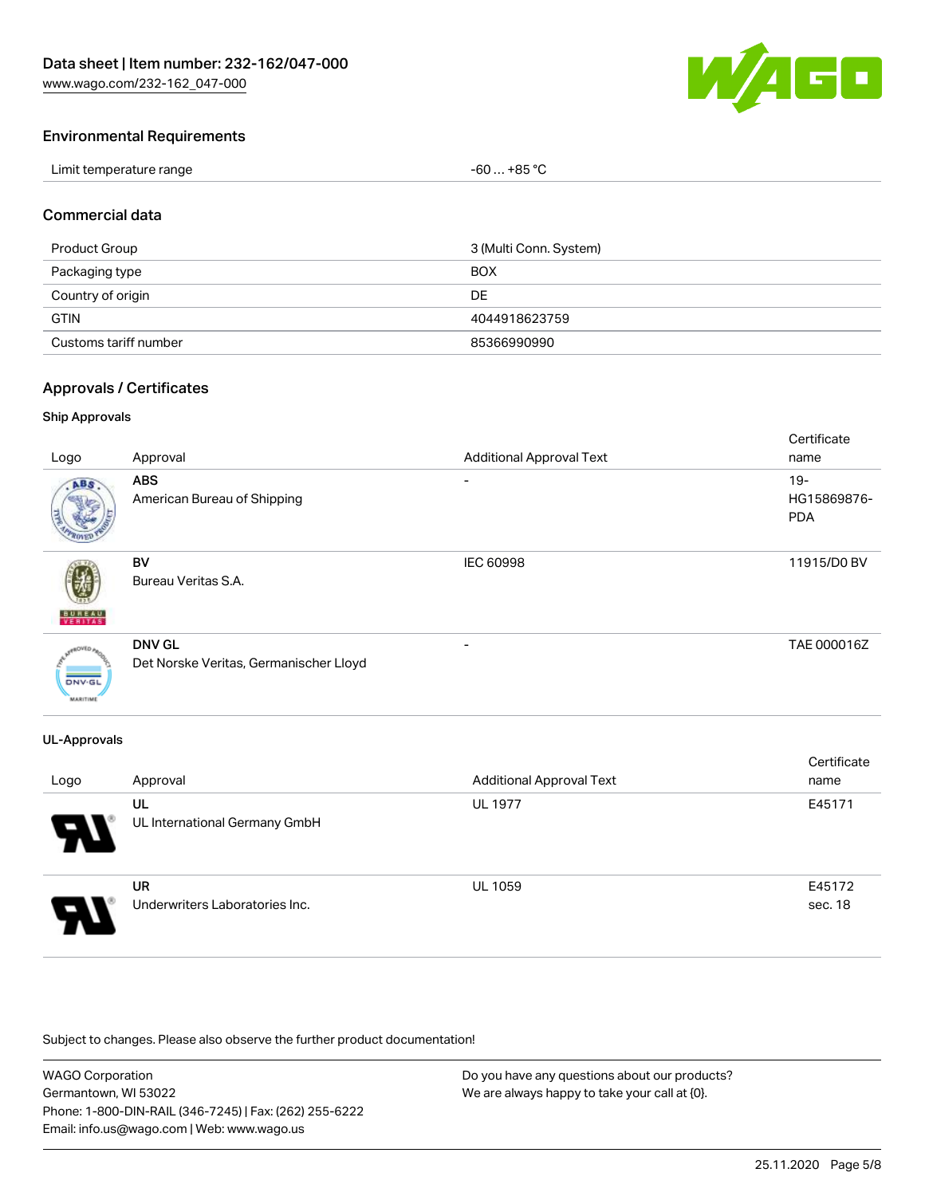Data sheet | Item number: 232-162/047-000
www.wago.com/232-162_047-000

## Environmental Requirements

| | |
|---|---|
| Limit temperature range | -60 … +85 °C |

## Commercial data

| | |
|---|---|
| Product Group | 3 (Multi Conn. System) |
| Packaging type | BOX |
| Country of origin | DE |
| GTIN | 4044918623759 |
| Customs tariff number | 85366990990 |

## Approvals / Certificates

### Ship Approvals

| Logo | Approval | Additional Approval Text | Certificate name |
|---|---|---|---|
| | **ABS** American Bureau of Shipping | - | 19-HG15869876-PDA |
| | **BV** Bureau Veritas S.A. | IEC 60998 | 11915/D0 BV |
| | **DNV GL** Det Norske Veritas, Germanischer Lloyd | - | TAE 000016Z |

### UL-Approvals

| Logo | Approval | Additional Approval Text | Certificate name |
|---|---|---|---|
| | **UL** UL International Germany GmbH | UL 1977 | E45171 |
| | **UR** Underwriters Laboratories Inc. | UL 1059 | E45172 sec. 18 |

Subject to changes. Please also observe the further product documentation!

WAGO Corporation
Germantown, WI 53022
Phone: 1-800-DIN-RAIL (346-7245) | Fax: (262) 255-6222
Email: info.us@wago.com | Web: www.wago.us

Do you have any questions about our products?
We are always happy to take your call at {0}.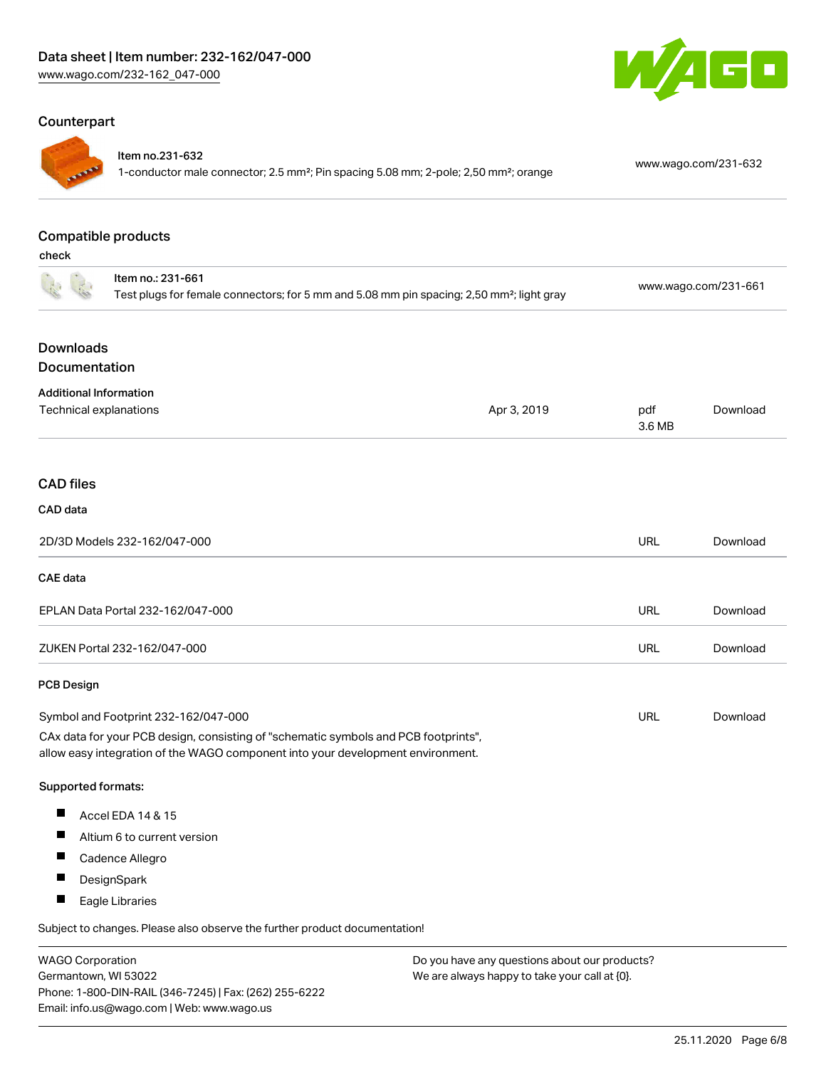## Counterpart

| | | |
|---|---|---|
| | Item no.231-632<br>1-conductor male connector; 2.5 mm²; Pin spacing 5.08 mm; 2-pole; 2,50 mm²; orange | www.wago.com/231-632 |

## Compatible products

check

| | | |
|---|---|---|
| | Item no.: 231-661<br>Test plugs for female connectors; for 5 mm and 5.08 mm pin spacing; 2,50 mm²; light gray | www.wago.com/231-661 |

## Downloads

## Documentation

**Additional Information**

| | | | |
|---|---|---|---|
| Technical explanations | Apr 3, 2019 | pdf<br>3.6 MB | Download |

## CAD files

**CAD data**

| | | |
|---|---|---|
| 2D/3D Models 232-162/047-000 | URL | Download |

**CAE data**

| | | |
|---|---|---|
| EPLAN Data Portal 232-162/047-000 | URL | Download |
| ZUKEN Portal 232-162/047-000 | URL | Download |

**PCB Design**

| | | |
|---|---|---|
| Symbol and Footprint 232-162/047-000 | URL | Download |

CAx data for your PCB design, consisting of "schematic symbols and PCB footprints", allow easy integration of the WAGO component into your development environment.

**Supported formats:**

- Accel EDA 14 & 15
- Altium 6 to current version
- Cadence Allegro
- DesignSpark
- Eagle Libraries

Subject to changes. Please also observe the further product documentation!

WAGO Corporation
Germantown, WI 53022
Phone: 1-800-DIN-RAIL (346-7245) | Fax: (262) 255-6222
Email: info.us@wago.com | Web: www.wago.us

Do you have any questions about our products?
We are always happy to take your call at {0}.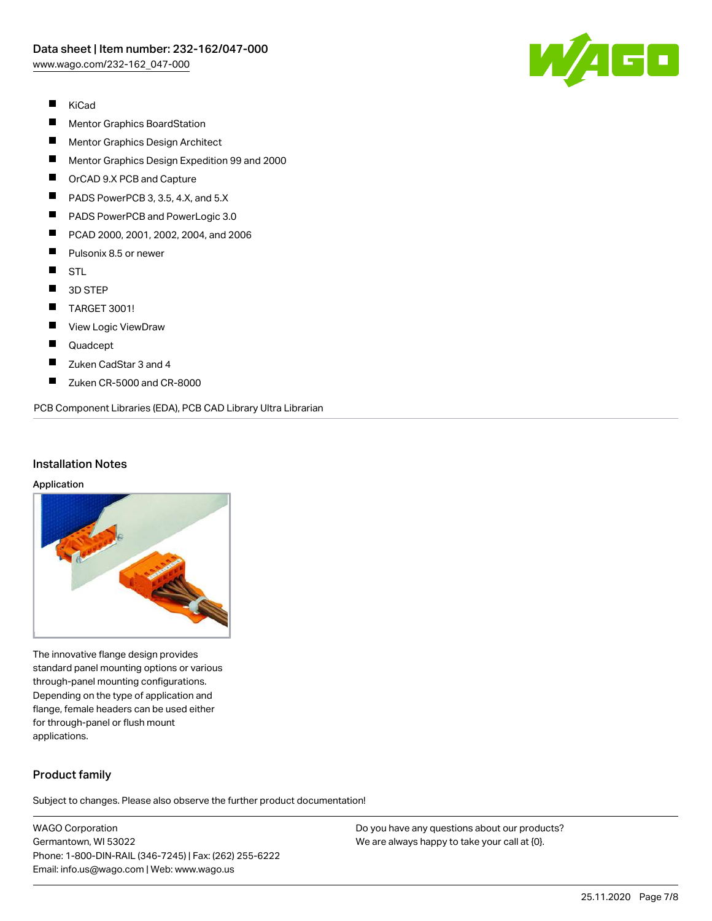- KiCad
- Mentor Graphics BoardStation
- Mentor Graphics Design Architect
- Mentor Graphics Design Expedition 99 and 2000
- OrCAD 9.X PCB and Capture
- PADS PowerPCB 3, 3.5, 4.X, and 5.X
- PADS PowerPCB and PowerLogic 3.0
- PCAD 2000, 2001, 2002, 2004, and 2006
- Pulsonix 8.5 or newer
- STL
- 3D STEP
- TARGET 3001!
- View Logic ViewDraw
- Quadcept
- Zuken CadStar 3 and 4
- Zuken CR-5000 and CR-8000

PCB Component Libraries (EDA), PCB CAD Library Ultra Librarian

## Installation Notes

### Application

The innovative flange design provides standard panel mounting options or various through-panel mounting configurations. Depending on the type of application and flange, female headers can be used either for through-panel or flush mount applications.

## Product family

Subject to changes. Please also observe the further product documentation!

WAGO Corporation
Germantown, WI 53022
Phone: 1-800-DIN-RAIL (346-7245) | Fax: (262) 255-6222
Email: info.us@wago.com | Web: www.wago.us

Do you have any questions about our products?
We are always happy to take your call at {0}.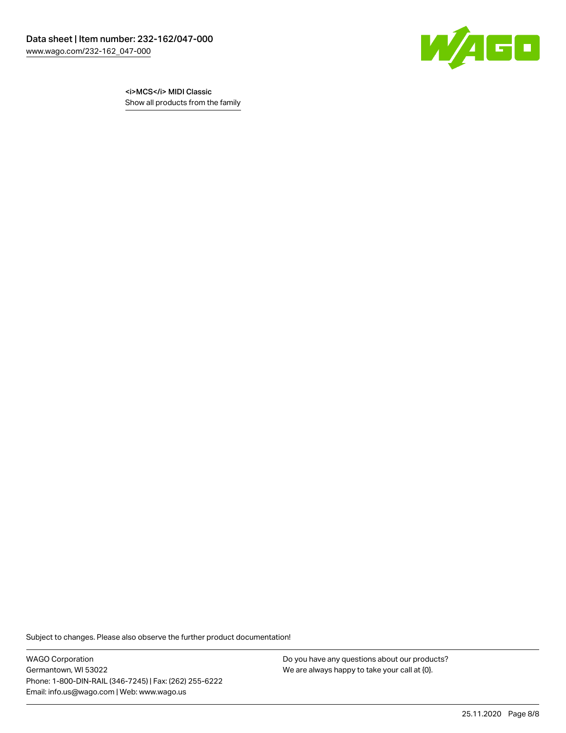<i>MCS</i> MIDI Classic
Show all products from the family